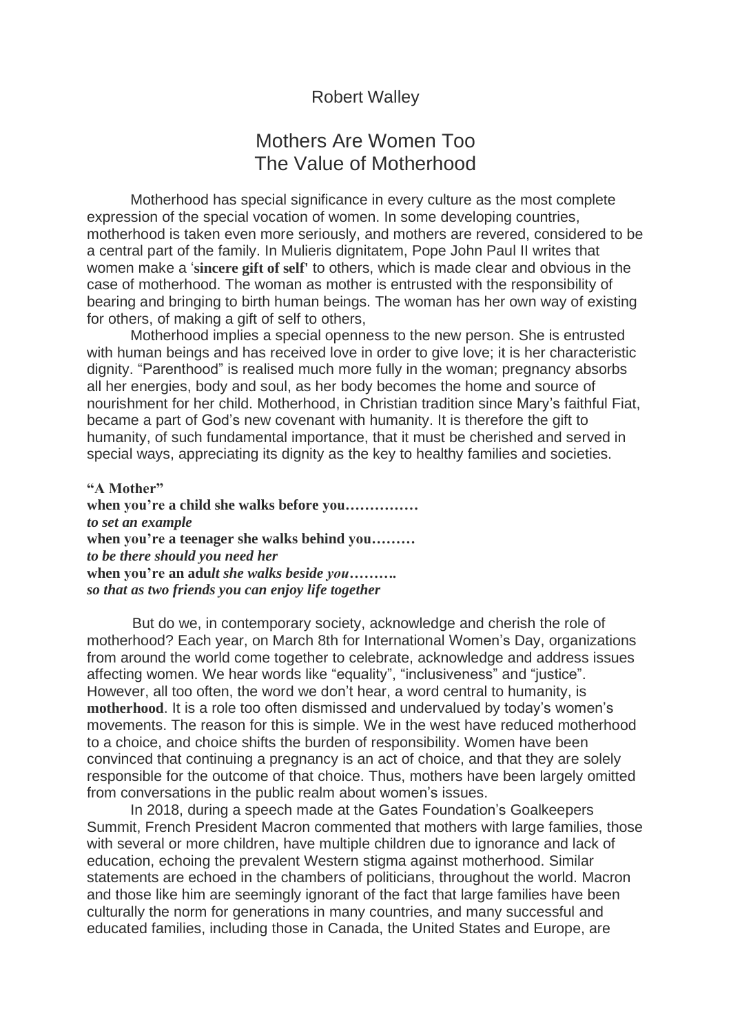Robert Walley

# Mothers Are Women Too
## The Value of Motherhood

Motherhood has special significance in every culture as the most complete expression of the special vocation of women. In some developing countries, motherhood is taken even more seriously, and mothers are revered, considered to be a central part of the family. In Mulieris dignitatem, Pope John Paul II writes that women make a '**sincere gift of self'** to others, which is made clear and obvious in the case of motherhood. The woman as mother is entrusted with the responsibility of bearing and bringing to birth human beings. The woman has her own way of existing for others, of making a gift of self to others,

Motherhood implies a special openness to the new person. She is entrusted with human beings and has received love in order to give love; it is her characteristic dignity. "Parenthood" is realised much more fully in the woman; pregnancy absorbs all her energies, body and soul, as her body becomes the home and source of nourishment for her child. Motherhood, in Christian tradition since Mary's faithful Fiat, became a part of God's new covenant with humanity. It is therefore the gift to humanity, of such fundamental importance, that it must be cherished and served in special ways, appreciating its dignity as the key to healthy families and societies.

**"A Mother"**
**when you're a child she walks before you……………**
***to set an example***
**when you're a teenager she walks behind you………**
***to be there should you need her***
**when you're an adu*lt she walks beside you……….***
***so that as two friends you can enjoy life together***

But do we, in contemporary society, acknowledge and cherish the role of motherhood? Each year, on March 8th for International Women's Day, organizations from around the world come together to celebrate, acknowledge and address issues affecting women. We hear words like "equality", "inclusiveness" and "justice". However, all too often, the word we don't hear, a word central to humanity, is **motherhood**. It is a role too often dismissed and undervalued by today's women's movements. The reason for this is simple. We in the west have reduced motherhood to a choice, and choice shifts the burden of responsibility. Women have been convinced that continuing a pregnancy is an act of choice, and that they are solely responsible for the outcome of that choice. Thus, mothers have been largely omitted from conversations in the public realm about women's issues.

In 2018, during a speech made at the Gates Foundation's Goalkeepers Summit, French President Macron commented that mothers with large families, those with several or more children, have multiple children due to ignorance and lack of education, echoing the prevalent Western stigma against motherhood. Similar statements are echoed in the chambers of politicians, throughout the world. Macron and those like him are seemingly ignorant of the fact that large families have been culturally the norm for generations in many countries, and many successful and educated families, including those in Canada, the United States and Europe, are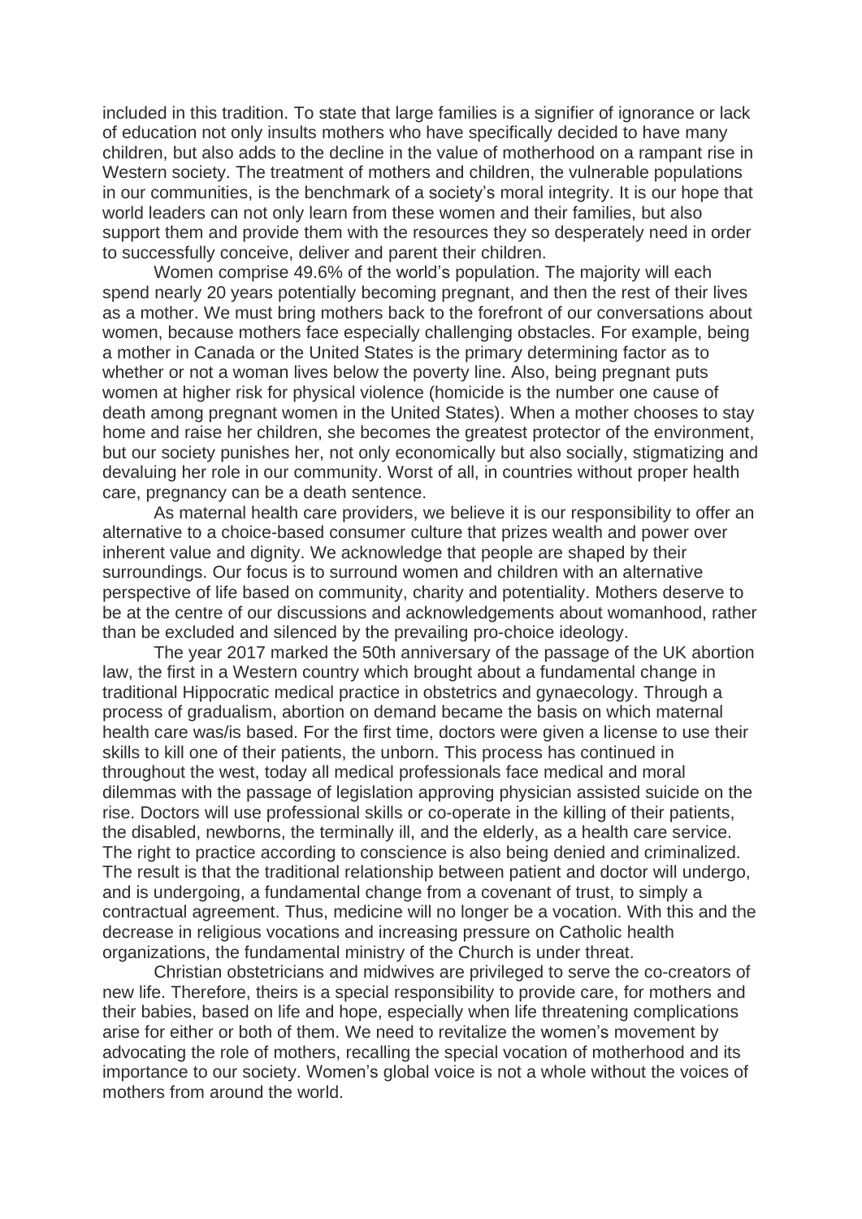included in this tradition. To state that large families is a signifier of ignorance or lack of education not only insults mothers who have specifically decided to have many children, but also adds to the decline in the value of motherhood on a rampant rise in Western society. The treatment of mothers and children, the vulnerable populations in our communities, is the benchmark of a society's moral integrity. It is our hope that world leaders can not only learn from these women and their families, but also support them and provide them with the resources they so desperately need in order to successfully conceive, deliver and parent their children.

Women comprise 49.6% of the world's population. The majority will each spend nearly 20 years potentially becoming pregnant, and then the rest of their lives as a mother. We must bring mothers back to the forefront of our conversations about women, because mothers face especially challenging obstacles. For example, being a mother in Canada or the United States is the primary determining factor as to whether or not a woman lives below the poverty line. Also, being pregnant puts women at higher risk for physical violence (homicide is the number one cause of death among pregnant women in the United States). When a mother chooses to stay home and raise her children, she becomes the greatest protector of the environment, but our society punishes her, not only economically but also socially, stigmatizing and devaluing her role in our community. Worst of all, in countries without proper health care, pregnancy can be a death sentence.

As maternal health care providers, we believe it is our responsibility to offer an alternative to a choice-based consumer culture that prizes wealth and power over inherent value and dignity. We acknowledge that people are shaped by their surroundings. Our focus is to surround women and children with an alternative perspective of life based on community, charity and potentiality. Mothers deserve to be at the centre of our discussions and acknowledgements about womanhood, rather than be excluded and silenced by the prevailing pro-choice ideology.

The year 2017 marked the 50th anniversary of the passage of the UK abortion law, the first in a Western country which brought about a fundamental change in traditional Hippocratic medical practice in obstetrics and gynaecology. Through a process of gradualism, abortion on demand became the basis on which maternal health care was/is based. For the first time, doctors were given a license to use their skills to kill one of their patients, the unborn. This process has continued in throughout the west, today all medical professionals face medical and moral dilemmas with the passage of legislation approving physician assisted suicide on the rise. Doctors will use professional skills or co-operate in the killing of their patients, the disabled, newborns, the terminally ill, and the elderly, as a health care service. The right to practice according to conscience is also being denied and criminalized. The result is that the traditional relationship between patient and doctor will undergo, and is undergoing, a fundamental change from a covenant of trust, to simply a contractual agreement. Thus, medicine will no longer be a vocation. With this and the decrease in religious vocations and increasing pressure on Catholic health organizations, the fundamental ministry of the Church is under threat.

Christian obstetricians and midwives are privileged to serve the co-creators of new life. Therefore, theirs is a special responsibility to provide care, for mothers and their babies, based on life and hope, especially when life threatening complications arise for either or both of them. We need to revitalize the women's movement by advocating the role of mothers, recalling the special vocation of motherhood and its importance to our society. Women's global voice is not a whole without the voices of mothers from around the world.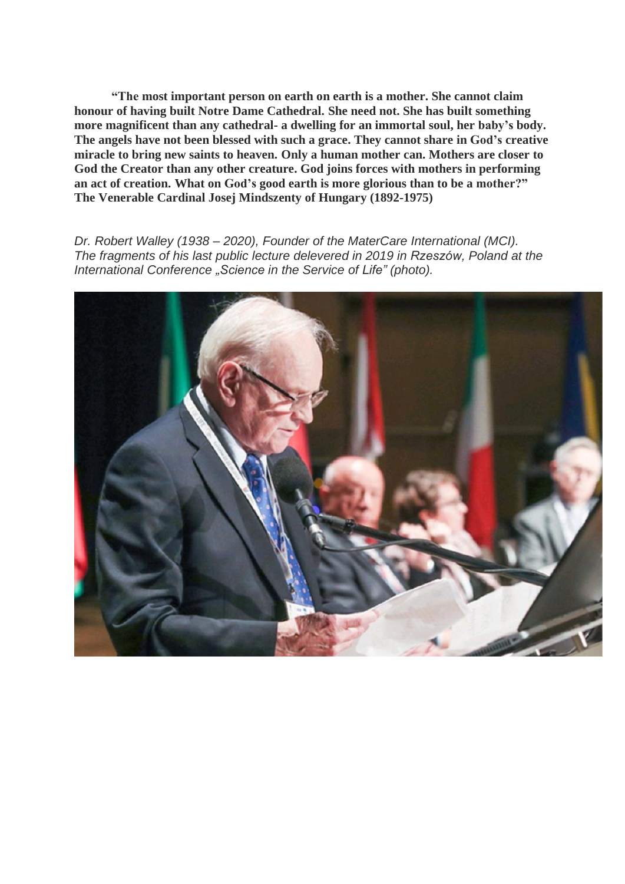**"The most important person on earth on earth is a mother. She cannot claim honour of having built Notre Dame Cathedral. She need not. She has built something more magnificent than any cathedral- a dwelling for an immortal soul, her baby's body. The angels have not been blessed with such a grace. They cannot share in God's creative miracle to bring new saints to heaven. Only a human mother can. Mothers are closer to God the Creator than any other creature. God joins forces with mothers in performing an act of creation. What on God's good earth is more glorious than to be a mother?"**
**The Venerable Cardinal Josej Mindszenty of Hungary (1892-1975)**

*Dr. Robert Walley (1938 – 2020), Founder of the MaterCare International (MCI). The fragments of his last public lecture delevered in 2019 in Rzeszów, Poland at the International Conference „Science in the Service of Life" (photo).*